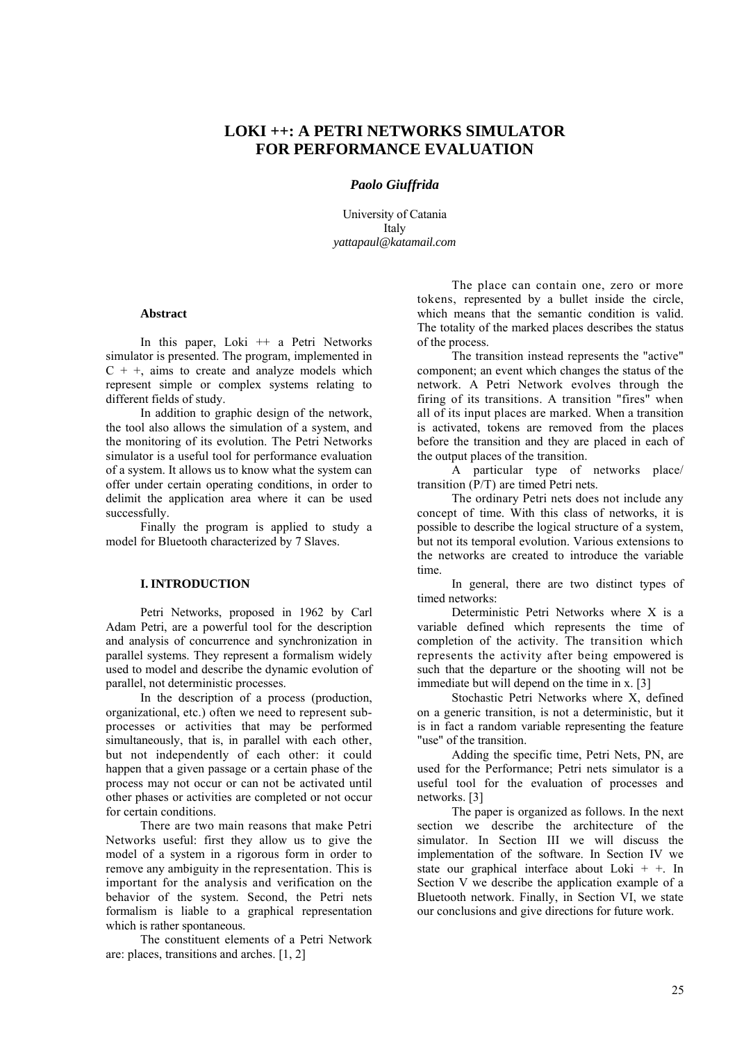# LOKI ++: A PETRI NETWORKS SIMULATOR FOR PERFORMANCE EVALUATION

***Paolo Giuffrida***

University of Catania
Italy
*yattapaul@katamail.com*

### Abstract

In this paper, Loki ++ a Petri Networks simulator is presented. The program, implemented in C + +, aims to create and analyze models which represent simple or complex systems relating to different fields of study.

In addition to graphic design of the network, the tool also allows the simulation of a system, and the monitoring of its evolution. The Petri Networks simulator is a useful tool for performance evaluation of a system. It allows us to know what the system can offer under certain operating conditions, in order to delimit the application area where it can be used successfully.

Finally the program is applied to study a model for Bluetooth characterized by 7 Slaves.

## I. INTRODUCTION

Petri Networks, proposed in 1962 by Carl Adam Petri, are a powerful tool for the description and analysis of concurrence and synchronization in parallel systems. They represent a formalism widely used to model and describe the dynamic evolution of parallel, not deterministic processes.

In the description of a process (production, organizational, etc.) often we need to represent sub-processes or activities that may be performed simultaneously, that is, in parallel with each other, but not independently of each other: it could happen that a given passage or a certain phase of the process may not occur or can not be activated until other phases or activities are completed or not occur for certain conditions.

There are two main reasons that make Petri Networks useful: first they allow us to give the model of a system in a rigorous form in order to remove any ambiguity in the representation. This is important for the analysis and verification on the behavior of the system. Second, the Petri nets formalism is liable to a graphical representation which is rather spontaneous.

The constituent elements of a Petri Network are: places, transitions and arches. [1, 2]

The place can contain one, zero or more tokens, represented by a bullet inside the circle, which means that the semantic condition is valid. The totality of the marked places describes the status of the process.

The transition instead represents the "active" component; an event which changes the status of the network. A Petri Network evolves through the firing of its transitions. A transition "fires" when all of its input places are marked. When a transition is activated, tokens are removed from the places before the transition and they are placed in each of the output places of the transition.

A particular type of networks place/ transition (P/T) are timed Petri nets.

The ordinary Petri nets does not include any concept of time. With this class of networks, it is possible to describe the logical structure of a system, but not its temporal evolution. Various extensions to the networks are created to introduce the variable time.

In general, there are two distinct types of timed networks:

Deterministic Petri Networks where X is a variable defined which represents the time of completion of the activity. The transition which represents the activity after being empowered is such that the departure or the shooting will not be immediate but will depend on the time in x. [3]

Stochastic Petri Networks where X, defined on a generic transition, is not a deterministic, but it is in fact a random variable representing the feature "use" of the transition.

Adding the specific time, Petri Nets, PN, are used for the Performance; Petri nets simulator is a useful tool for the evaluation of processes and networks. [3]

The paper is organized as follows. In the next section we describe the architecture of the simulator. In Section III we will discuss the implementation of the software. In Section IV we state our graphical interface about Loki + +. In Section V we describe the application example of a Bluetooth network. Finally, in Section VI, we state our conclusions and give directions for future work.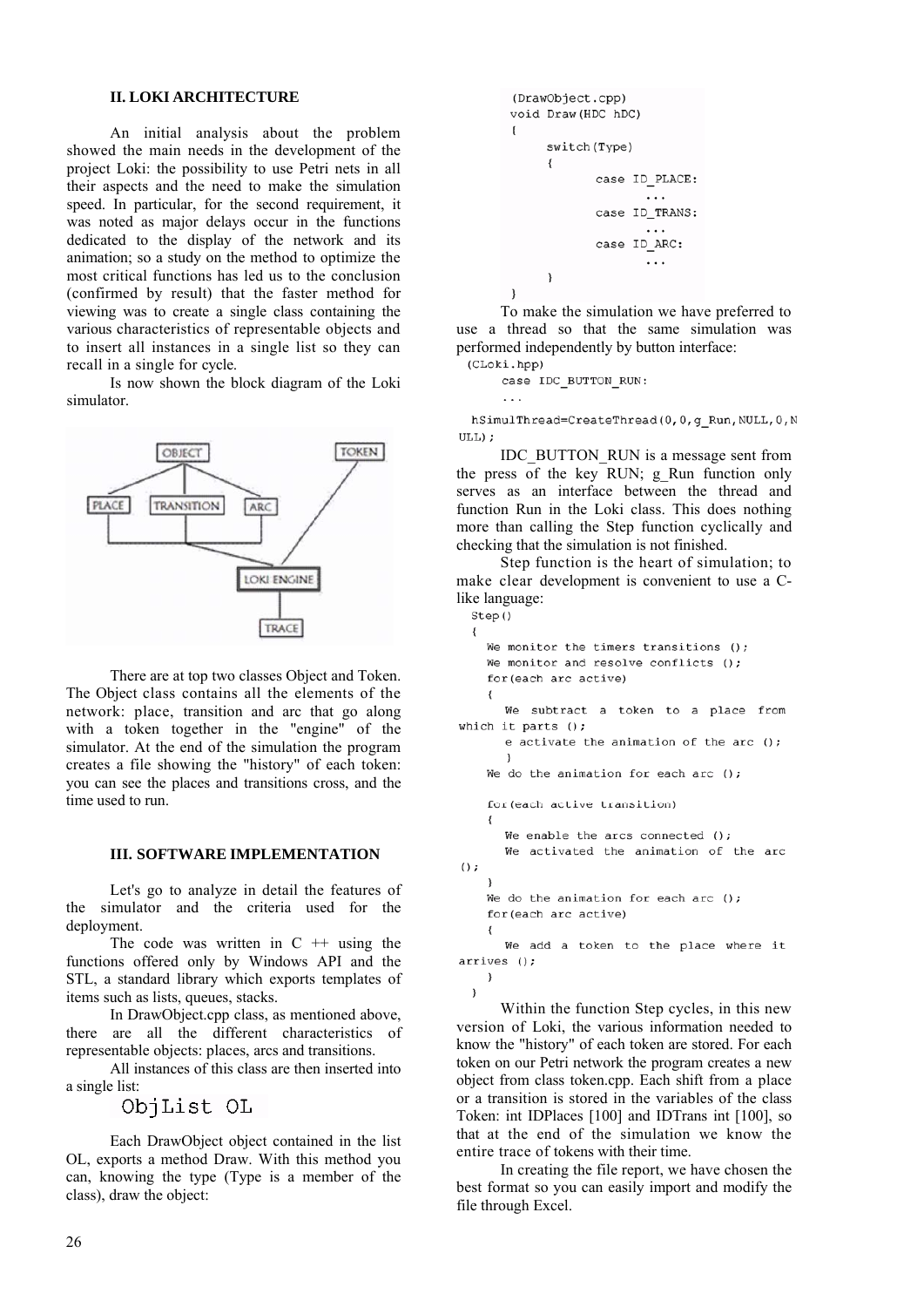## II. LOKI ARCHITECTURE

An initial analysis about the problem showed the main needs in the development of the project Loki: the possibility to use Petri nets in all their aspects and the need to make the simulation speed. In particular, for the second requirement, it was noted as major delays occur in the functions dedicated to the display of the network and its animation; so a study on the method to optimize the most critical functions has led us to the conclusion (confirmed by result) that the faster method for viewing was to create a single class containing the various characteristics of representable objects and to insert all instances in a single list so they can recall in a single for cycle.

Is now shown the block diagram of the Loki simulator.

There are at top two classes Object and Token. The Object class contains all the elements of the network: place, transition and arc that go along with a token together in the "engine" of the simulator. At the end of the simulation the program creates a file showing the "history" of each token: you can see the places and transitions cross, and the time used to run.

## III. SOFTWARE IMPLEMENTATION

Let's go to analyze in detail the features of the simulator and the criteria used for the deployment.

The code was written in C ++ using the functions offered only by Windows API and the STL, a standard library which exports templates of items such as lists, queues, stacks.

In DrawObject.cpp class, as mentioned above, there are all the different characteristics of representable objects: places, arcs and transitions.

All instances of this class are then inserted into a single list:

```
ObjList OL
```

Each DrawObject object contained in the list OL, exports a method Draw. With this method you can, knowing the type (Type is a member of the class), draw the object:

```
(DrawObject.cpp)
void Draw(HDC hDC)
{
      switch(Type)
      {
            case ID_PLACE:
                  ...
            case ID_TRANS:
                  ...
            case ID_ARC:
                  ...
      }
}
```

To make the simulation we have preferred to use a thread so that the same simulation was performed independently by button interface:

```
(CLoki.hpp)
      case IDC_BUTTON_RUN:
      ...
  hSimulThread=CreateThread(0,0,g_Run,NULL,0,NULL);
```

IDC_BUTTON_RUN is a message sent from the press of the key RUN; g_Run function only serves as an interface between the thread and function Run in the Loki class. This does nothing more than calling the Step function cyclically and checking that the simulation is not finished.

Step function is the heart of simulation; to make clear development is convenient to use a C-like language:

```
Step()
{
   We monitor the timers transitions ();
   We monitor and resolve conflicts ();
   for(each arc active)
   {
      We subtract a token to a place from which it parts ();
      e activate the animation of the arc ();
      }
   We do the animation for each arc ();

   for(each active transition)
   {
      We enable the arcs connected ();
      We activated the animation of the arc ();
   }
   We do the animation for each arc ();
   for(each arc active)
   {
      We add a token to the place where it arrives ();
   }
}
```

Within the function Step cycles, in this new version of Loki, the various information needed to know the "history" of each token are stored. For each token on our Petri network the program creates a new object from class token.cpp. Each shift from a place or a transition is stored in the variables of the class Token: int IDPlaces [100] and IDTrans int [100], so that at the end of the simulation we know the entire trace of tokens with their time.

In creating the file report, we have chosen the best format so you can easily import and modify the file through Excel.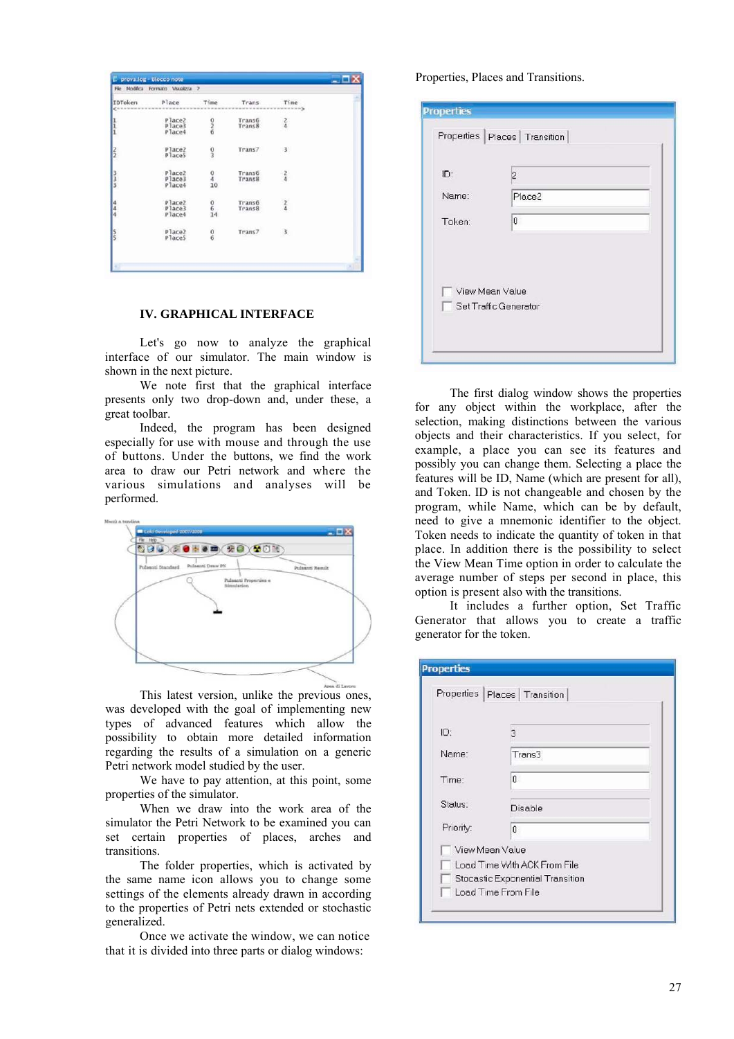## IV. GRAPHICAL INTERFACE

Let's go now to analyze the graphical interface of our simulator. The main window is shown in the next picture.

We note first that the graphical interface presents only two drop-down and, under these, a great toolbar.

Indeed, the program has been designed especially for use with mouse and through the use of buttons. Under the buttons, we find the work area to draw our Petri network and where the various simulations and analyses will be performed.

This latest version, unlike the previous ones, was developed with the goal of implementing new types of advanced features which allow the possibility to obtain more detailed information regarding the results of a simulation on a generic Petri network model studied by the user.

We have to pay attention, at this point, some properties of the simulator.

When we draw into the work area of the simulator the Petri Network to be examined you can set certain properties of places, arches and transitions.

The folder properties, which is activated by the same name icon allows you to change some settings of the elements already drawn in according to the properties of Petri nets extended or stochastic generalized.

Once we activate the window, we can notice that it is divided into three parts or dialog windows: Properties, Places and Transitions.

The first dialog window shows the properties for any object within the workplace, after the selection, making distinctions between the various objects and their characteristics. If you select, for example, a place you can see its features and possibly you can change them. Selecting a place the features will be ID, Name (which are present for all), and Token. ID is not changeable and chosen by the program, while Name, which can be by default, need to give a mnemonic identifier to the object. Token needs to indicate the quantity of token in that place. In addition there is the possibility to select the View Mean Time option in order to calculate the average number of steps per second in place, this option is present also with the transitions.

It includes a further option, Set Traffic Generator that allows you to create a traffic generator for the token.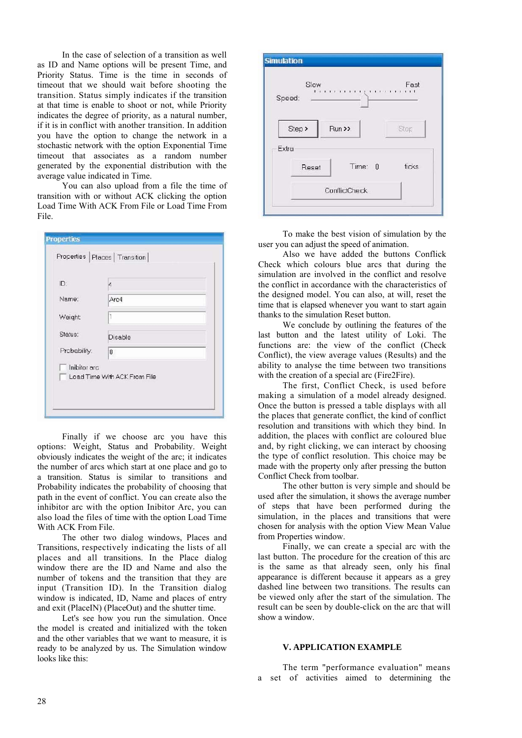In the case of selection of a transition as well as ID and Name options will be present Time, and Priority Status. Time is the time in seconds of timeout that we should wait before shooting the transition. Status simply indicates if the transition at that time is enable to shoot or not, while Priority indicates the degree of priority, as a natural number, if it is in conflict with another transition. In addition you have the option to change the network in a stochastic network with the option Exponential Time timeout that associates as a random number generated by the exponential distribution with the average value indicated in Time.

You can also upload from a file the time of transition with or without ACK clicking the option Load Time With ACK From File or Load Time From File.

Finally if we choose arc you have this options: Weight, Status and Probability. Weight obviously indicates the weight of the arc; it indicates the number of arcs which start at one place and go to a transition. Status is similar to transitions and Probability indicates the probability of choosing that path in the event of conflict. You can create also the inhibitor arc with the option Inibitor Arc, you can also load the files of time with the option Load Time With ACK From File.

The other two dialog windows, Places and Transitions, respectively indicating the lists of all places and all transitions. In the Place dialog window there are the ID and Name and also the number of tokens and the transition that they are input (Transition ID). In the Transition dialog window is indicated, ID, Name and places of entry and exit (PlaceIN) (PlaceOut) and the shutter time.

Let's see how you run the simulation. Once the model is created and initialized with the token and the other variables that we want to measure, it is ready to be analyzed by us. The Simulation window looks like this:

To make the best vision of simulation by the user you can adjust the speed of animation.

Also we have added the buttons Conflick Check which colours blue arcs that during the simulation are involved in the conflict and resolve the conflict in accordance with the characteristics of the designed model. You can also, at will, reset the time that is elapsed whenever you want to start again thanks to the simulation Reset button.

We conclude by outlining the features of the last button and the latest utility of Loki. The functions are: the view of the conflict (Check Conflict), the view average values (Results) and the ability to analyse the time between two transitions with the creation of a special arc (Fire2Fire).

The first, Conflict Check, is used before making a simulation of a model already designed. Once the button is pressed a table displays with all the places that generate conflict, the kind of conflict resolution and transitions with which they bind. In addition, the places with conflict are coloured blue and, by right clicking, we can interact by choosing the type of conflict resolution. This choice may be made with the property only after pressing the button Conflict Check from toolbar.

The other button is very simple and should be used after the simulation, it shows the average number of steps that have been performed during the simulation, in the places and transitions that were chosen for analysis with the option View Mean Value from Properties window.

Finally, we can create a special arc with the last button. The procedure for the creation of this arc is the same as that already seen, only his final appearance is different because it appears as a grey dashed line between two transitions. The results can be viewed only after the start of the simulation. The result can be seen by double-click on the arc that will show a window.

## V. APPLICATION EXAMPLE

The term "performance evaluation" means a set of activities aimed to determining the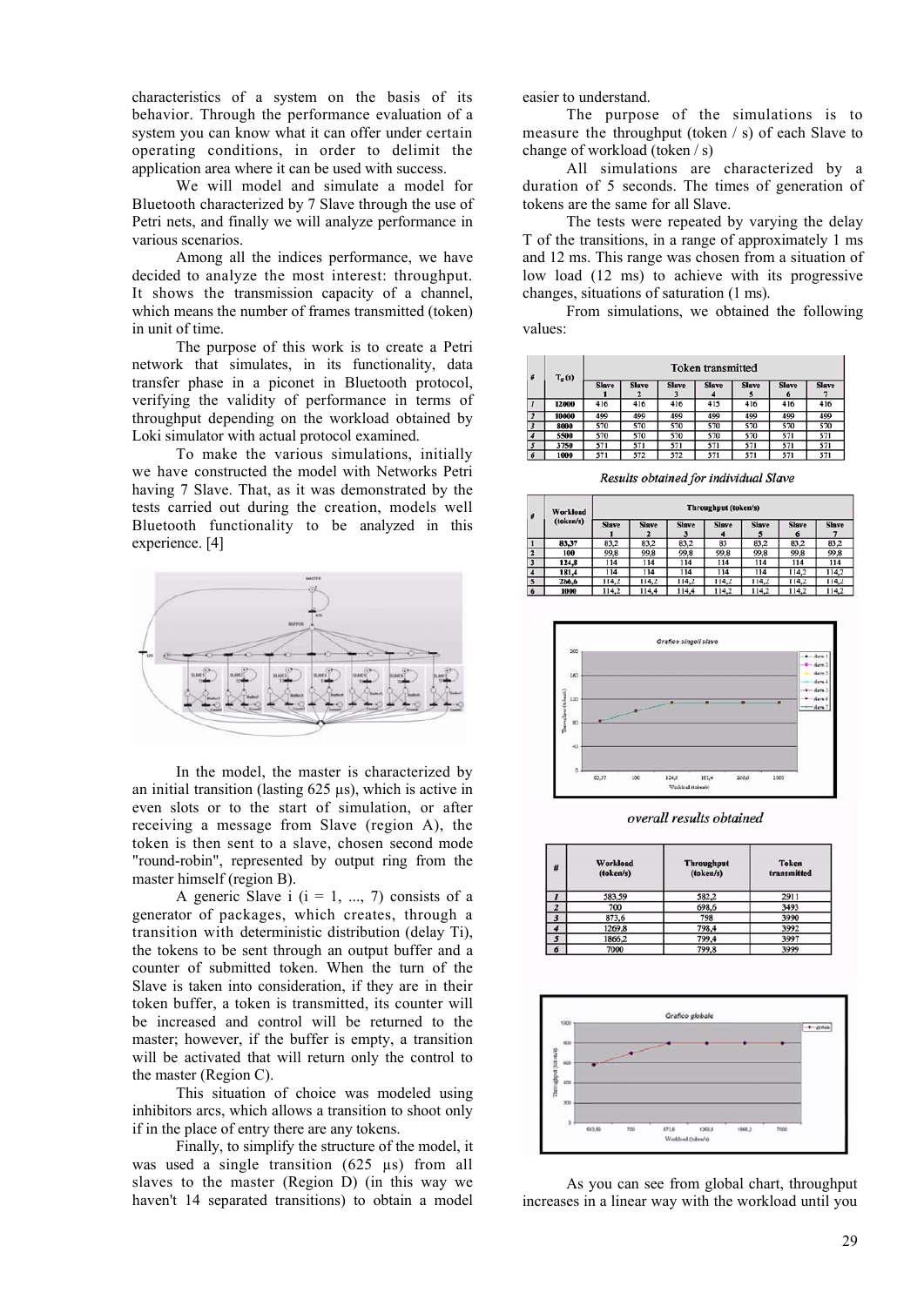characteristics of a system on the basis of its behavior. Through the performance evaluation of a system you can know what it can offer under certain operating conditions, in order to delimit the application area where it can be used with success.

We will model and simulate a model for Bluetooth characterized by 7 Slave through the use of Petri nets, and finally we will analyze performance in various scenarios.

Among all the indices performance, we have decided to analyze the most interest: throughput. It shows the transmission capacity of a channel, which means the number of frames transmitted (token) in unit of time.

The purpose of this work is to create a Petri network that simulates, in its functionality, data transfer phase in a piconet in Bluetooth protocol, verifying the validity of performance in terms of throughput depending on the workload obtained by Loki simulator with actual protocol examined.

To make the various simulations, initially we have constructed the model with Networks Petri having 7 Slave. That, as it was demonstrated by the tests carried out during the creation, models well Bluetooth functionality to be analyzed in this experience. [4]

In the model, the master is characterized by an initial transition (lasting 625 µs), which is active in even slots or to the start of simulation, or after receiving a message from Slave (region A), the token is then sent to a slave, chosen second mode "round-robin", represented by output ring from the master himself (region B).

A generic Slave i (i = 1, ..., 7) consists of a generator of packages, which creates, through a transition with deterministic distribution (delay Ti), the tokens to be sent through an output buffer and a counter of submitted token. When the turn of the Slave is taken into consideration, if they are in their token buffer, a token is transmitted, its counter will be increased and control will be returned to the master; however, if the buffer is empty, a transition will be activated that will return only the control to the master (Region C).

This situation of choice was modeled using inhibitors arcs, which allows a transition to shoot only if in the place of entry there are any tokens.

Finally, to simplify the structure of the model, it was used a single transition (625 µs) from all slaves to the master (Region D) (in this way we haven't 14 separated transitions) to obtain a model easier to understand.

The purpose of the simulations is to measure the throughput (token / s) of each Slave to change of workload (token / s)

All simulations are characterized by a duration of 5 seconds. The times of generation of tokens are the same for all Slave.

The tests were repeated by varying the delay T of the transitions, in a range of approximately 1 ms and 12 ms. This range was chosen from a situation of low load (12 ms) to achieve with its progressive changes, situations of saturation (1 ms).

From simulations, we obtained the following values:

| # | $T_g$ (s) | Token transmitted | | | | | | |
|---|---|---|---|---|---|---|---|---|
| | | Slave 1 | Slave 2 | Slave 3 | Slave 4 | Slave 5 | Slave 6 | Slave 7 |
| 1 | 12000 | 416 | 416 | 416 | 415 | 416 | 416 | 416 |
| 2 | 10000 | 499 | 499 | 499 | 499 | 499 | 499 | 499 |
| 3 | 8000 | 570 | 570 | 570 | 570 | 570 | 570 | 570 |
| 4 | 5500 | 570 | 570 | 570 | 570 | 570 | 571 | 571 |
| 5 | 3750 | 571 | 571 | 571 | 571 | 571 | 571 | 571 |
| 6 | 1000 | 571 | 572 | 572 | 571 | 571 | 571 | 571 |

*Results obtained for individual Slave*

| # | Workload (token/s) | Throughput (token/s) | | | | | | |
|---|---|---|---|---|---|---|---|---|
| | | Slave 1 | Slave 2 | Slave 3 | Slave 4 | Slave 5 | Slave 6 | Slave 7 |
| 1 | 83,37 | 83,2 | 83,2 | 83,2 | 83 | 83,2 | 83,2 | 83,2 |
| 2 | 100 | 99,8 | 99,8 | 99,8 | 99,8 | 99,8 | 99,8 | 99,8 |
| 3 | 124,8 | 114 | 114 | 114 | 114 | 114 | 114 | 114 |
| 4 | 181,4 | 114 | 114 | 114 | 114 | 114 | 114,2 | 114,2 |
| 5 | 266,6 | 114,2 | 114,2 | 114,2 | 114,2 | 114,2 | 114,2 | 114,2 |
| 6 | 1000 | 114,2 | 114,4 | 114,4 | 114,2 | 114,2 | 114,2 | 114,2 |

*overall results obtained*

| # | Workload (token/s) | Throughput (token/s) | Token transmitted |
|---|---|---|---|
| 1 | 583,59 | 582,2 | 2911 |
| 2 | 700 | 698,6 | 3493 |
| 3 | 873,6 | 798 | 3990 |
| 4 | 1269,8 | 798,4 | 3992 |
| 5 | 1866,2 | 799,4 | 3997 |
| 6 | 7000 | 799,8 | 3999 |

As you can see from global chart, throughput increases in a linear way with the workload until you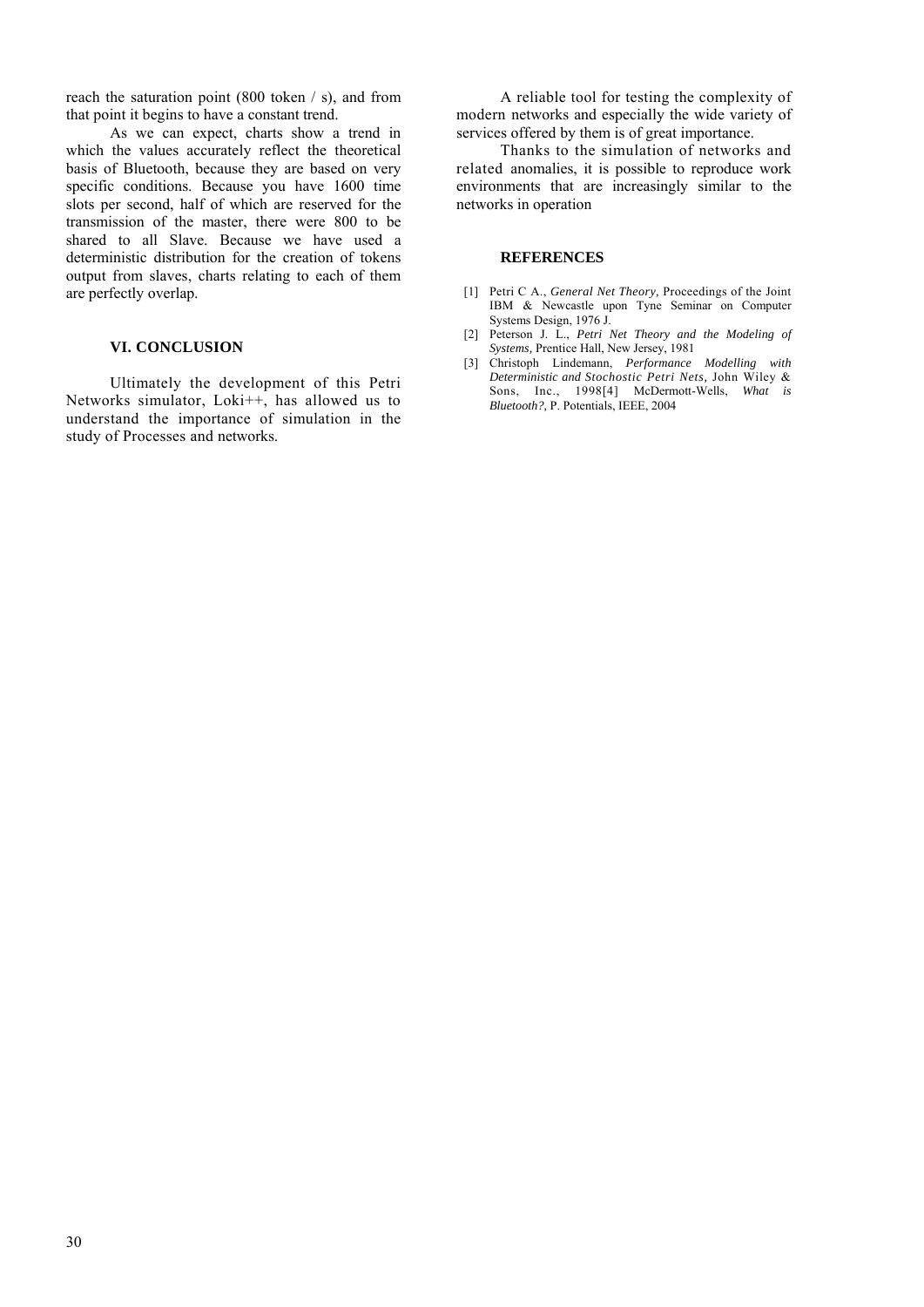reach the saturation point (800 token / s), and from that point it begins to have a constant trend.

As we can expect, charts show a trend in which the values accurately reflect the theoretical basis of Bluetooth, because they are based on very specific conditions. Because you have 1600 time slots per second, half of which are reserved for the transmission of the master, there were 800 to be shared to all Slave. Because we have used a deterministic distribution for the creation of tokens output from slaves, charts relating to each of them are perfectly overlap.

## VI. CONCLUSION

Ultimately the development of this Petri Networks simulator, Loki++, has allowed us to understand the importance of simulation in the study of Processes and networks.

A reliable tool for testing the complexity of modern networks and especially the wide variety of services offered by them is of great importance.

Thanks to the simulation of networks and related anomalies, it is possible to reproduce work environments that are increasingly similar to the networks in operation

## REFERENCES

[1] Petri C A., *General Net Theory,* Proceedings of the Joint IBM & Newcastle upon Tyne Seminar on Computer Systems Design, 1976 J.

[2] Peterson J. L., *Petri Net Theory and the Modeling of Systems,* Prentice Hall, New Jersey, 1981

[3] Christoph Lindemann, *Performance Modelling with Deterministic and Stochostic Petri Nets,* John Wiley & Sons, Inc., 1998[4] McDermott-Wells, *What is Bluetooth?,* P. Potentials, IEEE, 2004